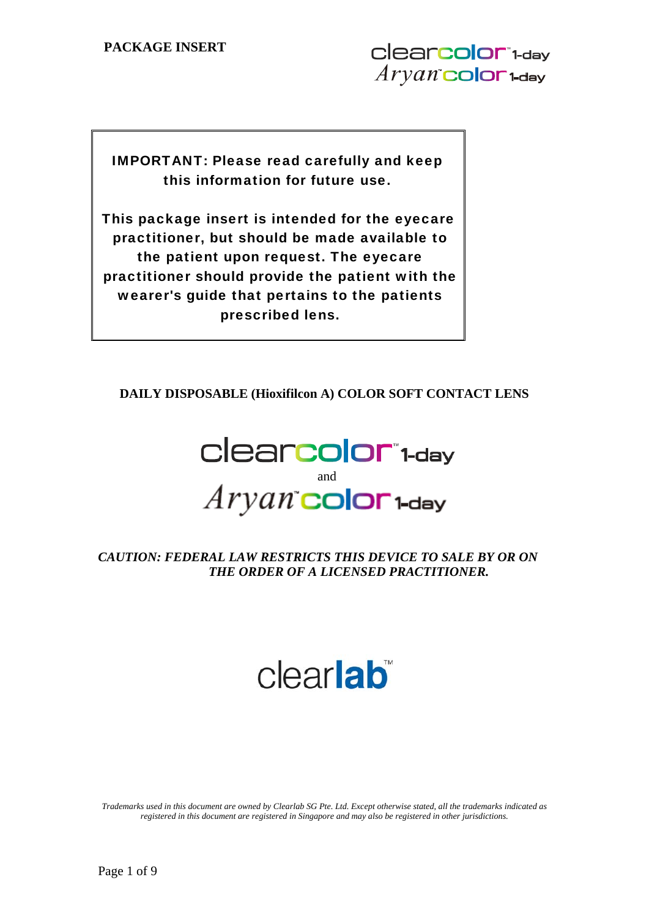**PACKAGE INSERT**

clearcolor™ 1-day
Aryan™ color 1-day

> **IMPORTANT: Please read carefully and keep this information for future use.**
>
> **This package insert is intended for the eyecare practitioner, but should be made available to the patient upon request. The eyecare practitioner should provide the patient with the wearer's guide that pertains to the patients prescribed lens.**

## DAILY DISPOSABLE (Hioxifilcon A) COLOR SOFT CONTACT LENS

# clearcolor™ 1-day

and

# Aryan™ color 1-day

***CAUTION: FEDERAL LAW RESTRICTS THIS DEVICE TO SALE BY OR ON THE ORDER OF A LICENSED PRACTITIONER.***

clearlab™

*Trademarks used in this document are owned by Clearlab SG Pte. Ltd. Except otherwise stated, all the trademarks indicated as registered in this document are registered in Singapore and may also be registered in other jurisdictions.*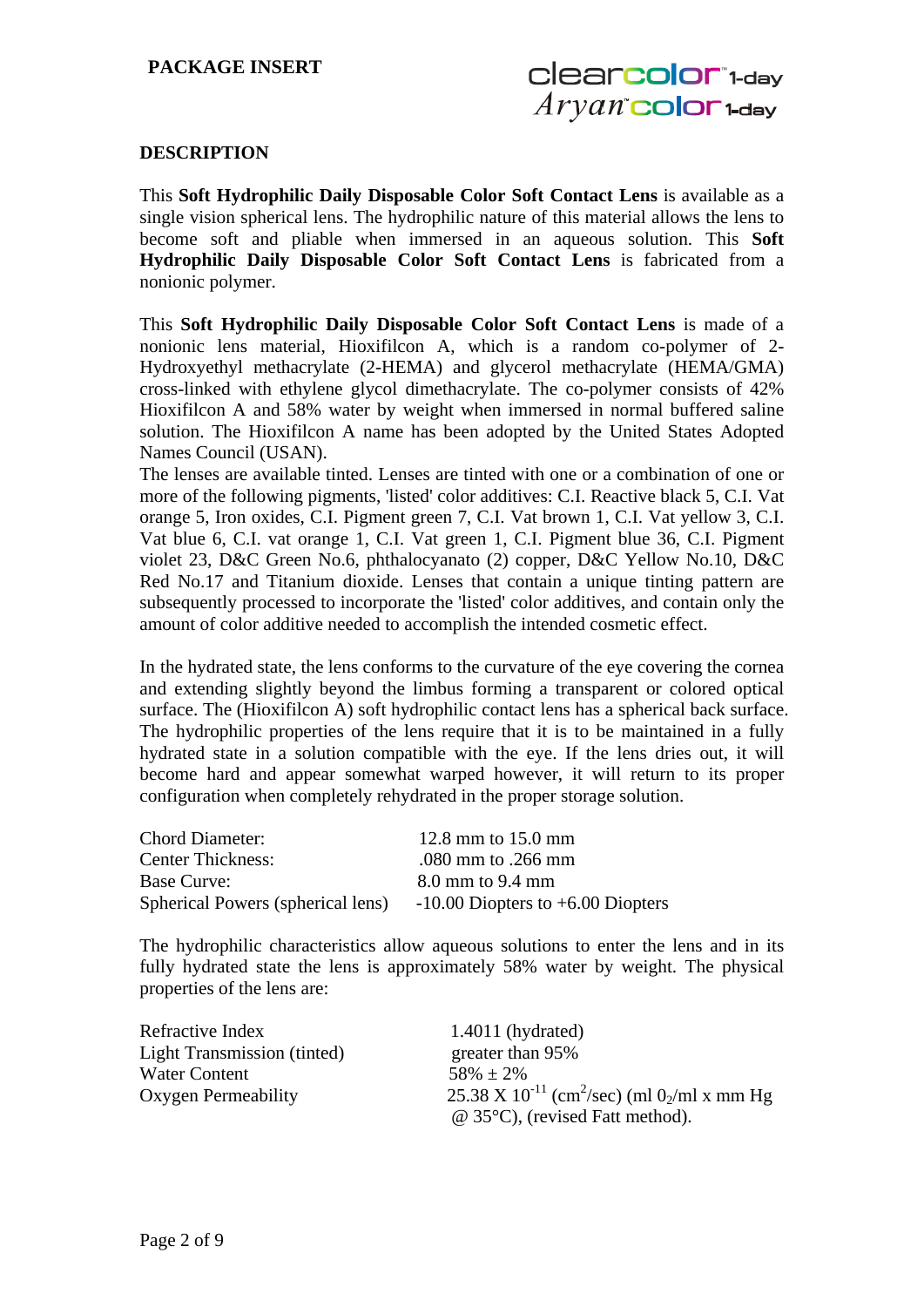**PACKAGE INSERT**

clearcolor™ 1-day
*Aryan*™ color 1-day

## DESCRIPTION

This **Soft Hydrophilic Daily Disposable Color Soft Contact Lens** is available as a single vision spherical lens. The hydrophilic nature of this material allows the lens to become soft and pliable when immersed in an aqueous solution. This **Soft Hydrophilic Daily Disposable Color Soft Contact Lens** is fabricated from a nonionic polymer.

This **Soft Hydrophilic Daily Disposable Color Soft Contact Lens** is made of a nonionic lens material, Hioxifilcon A, which is a random co-polymer of 2-Hydroxyethyl methacrylate (2-HEMA) and glycerol methacrylate (HEMA/GMA) cross-linked with ethylene glycol dimethacrylate. The co-polymer consists of 42% Hioxifilcon A and 58% water by weight when immersed in normal buffered saline solution. The Hioxifilcon A name has been adopted by the United States Adopted Names Council (USAN).
The lenses are available tinted. Lenses are tinted with one or a combination of one or more of the following pigments, 'listed' color additives: C.I. Reactive black 5, C.I. Vat orange 5, Iron oxides, C.I. Pigment green 7, C.I. Vat brown 1, C.I. Vat yellow 3, C.I. Vat blue 6, C.I. vat orange 1, C.I. Vat green 1, C.I. Pigment blue 36, C.I. Pigment violet 23, D&C Green No.6, phthalocyanato (2) copper, D&C Yellow No.10, D&C Red No.17 and Titanium dioxide. Lenses that contain a unique tinting pattern are subsequently processed to incorporate the 'listed' color additives, and contain only the amount of color additive needed to accomplish the intended cosmetic effect.

In the hydrated state, the lens conforms to the curvature of the eye covering the cornea and extending slightly beyond the limbus forming a transparent or colored optical surface. The (Hioxifilcon A) soft hydrophilic contact lens has a spherical back surface. The hydrophilic properties of the lens require that it is to be maintained in a fully hydrated state in a solution compatible with the eye. If the lens dries out, it will become hard and appear somewhat warped however, it will return to its proper configuration when completely rehydrated in the proper storage solution.

| | |
|---|---|
| Chord Diameter: | 12.8 mm to 15.0 mm |
| Center Thickness: | .080 mm to .266 mm |
| Base Curve: | 8.0 mm to 9.4 mm |
| Spherical Powers (spherical lens) | -10.00 Diopters to +6.00 Diopters |

The hydrophilic characteristics allow aqueous solutions to enter the lens and in its fully hydrated state the lens is approximately 58% water by weight. The physical properties of the lens are:

| | |
|---|---|
| Refractive Index | 1.4011 (hydrated) |
| Light Transmission (tinted) | greater than 95% |
| Water Content | 58% ± 2% |
| Oxygen Permeability | 25.38 X $10^{-11}$ ($cm^2$/sec) (ml $0_2$/ml x mm Hg @ 35°C), (revised Fatt method). |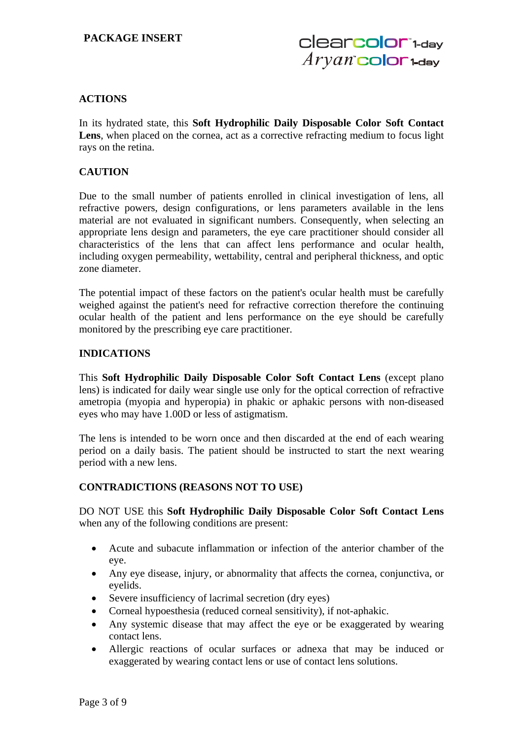## ACTIONS

In its hydrated state, this **Soft Hydrophilic Daily Disposable Color Soft Contact Lens**, when placed on the cornea, act as a corrective refracting medium to focus light rays on the retina.

## CAUTION

Due to the small number of patients enrolled in clinical investigation of lens, all refractive powers, design configurations, or lens parameters available in the lens material are not evaluated in significant numbers. Consequently, when selecting an appropriate lens design and parameters, the eye care practitioner should consider all characteristics of the lens that can affect lens performance and ocular health, including oxygen permeability, wettability, central and peripheral thickness, and optic zone diameter.

The potential impact of these factors on the patient's ocular health must be carefully weighed against the patient's need for refractive correction therefore the continuing ocular health of the patient and lens performance on the eye should be carefully monitored by the prescribing eye care practitioner.

## INDICATIONS

This **Soft Hydrophilic Daily Disposable Color Soft Contact Lens** (except plano lens) is indicated for daily wear single use only for the optical correction of refractive ametropia (myopia and hyperopia) in phakic or aphakic persons with non-diseased eyes who may have 1.00D or less of astigmatism.

The lens is intended to be worn once and then discarded at the end of each wearing period on a daily basis. The patient should be instructed to start the next wearing period with a new lens.

## CONTRADICTIONS (REASONS NOT TO USE)

DO NOT USE this **Soft Hydrophilic Daily Disposable Color Soft Contact Lens** when any of the following conditions are present:

- Acute and subacute inflammation or infection of the anterior chamber of the eye.
- Any eye disease, injury, or abnormality that affects the cornea, conjunctiva, or eyelids.
- Severe insufficiency of lacrimal secretion (dry eyes)
- Corneal hypoesthesia (reduced corneal sensitivity), if not-aphakic.
- Any systemic disease that may affect the eye or be exaggerated by wearing contact lens.
- Allergic reactions of ocular surfaces or adnexa that may be induced or exaggerated by wearing contact lens or use of contact lens solutions.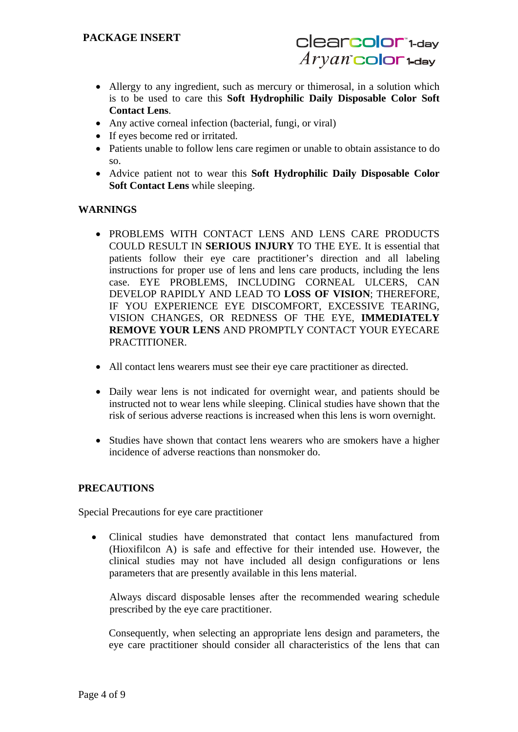- Allergy to any ingredient, such as mercury or thimerosal, in a solution which is to be used to care this **Soft Hydrophilic Daily Disposable Color Soft Contact Lens**.
- Any active corneal infection (bacterial, fungi, or viral)
- If eyes become red or irritated.
- Patients unable to follow lens care regimen or unable to obtain assistance to do so.
- Advice patient not to wear this **Soft Hydrophilic Daily Disposable Color Soft Contact Lens** while sleeping.

## WARNINGS

- PROBLEMS WITH CONTACT LENS AND LENS CARE PRODUCTS COULD RESULT IN **SERIOUS INJURY** TO THE EYE. It is essential that patients follow their eye care practitioner's direction and all labeling instructions for proper use of lens and lens care products, including the lens case. EYE PROBLEMS, INCLUDING CORNEAL ULCERS, CAN DEVELOP RAPIDLY AND LEAD TO **LOSS OF VISION**; THEREFORE, IF YOU EXPERIENCE EYE DISCOMFORT, EXCESSIVE TEARING, VISION CHANGES, OR REDNESS OF THE EYE, **IMMEDIATELY REMOVE YOUR LENS** AND PROMPTLY CONTACT YOUR EYECARE PRACTITIONER.

- All contact lens wearers must see their eye care practitioner as directed.

- Daily wear lens is not indicated for overnight wear, and patients should be instructed not to wear lens while sleeping. Clinical studies have shown that the risk of serious adverse reactions is increased when this lens is worn overnight.

- Studies have shown that contact lens wearers who are smokers have a higher incidence of adverse reactions than nonsmoker do.

## PRECAUTIONS

Special Precautions for eye care practitioner

- Clinical studies have demonstrated that contact lens manufactured from (Hioxifilcon A) is safe and effective for their intended use. However, the clinical studies may not have included all design configurations or lens parameters that are presently available in this lens material.

  Always discard disposable lenses after the recommended wearing schedule prescribed by the eye care practitioner.

  Consequently, when selecting an appropriate lens design and parameters, the eye care practitioner should consider all characteristics of the lens that can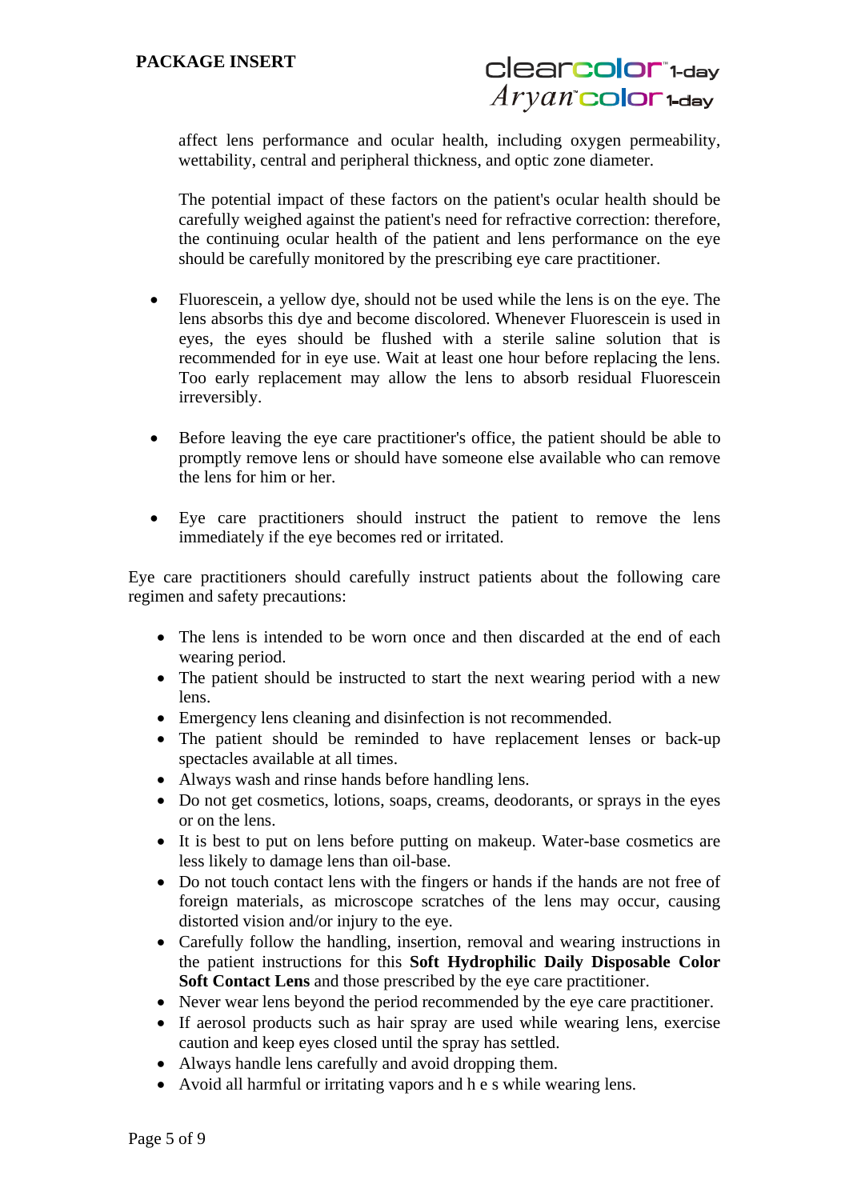affect lens performance and ocular health, including oxygen permeability, wettability, central and peripheral thickness, and optic zone diameter.

The potential impact of these factors on the patient's ocular health should be carefully weighed against the patient's need for refractive correction: therefore, the continuing ocular health of the patient and lens performance on the eye should be carefully monitored by the prescribing eye care practitioner.

- Fluorescein, a yellow dye, should not be used while the lens is on the eye. The lens absorbs this dye and become discolored. Whenever Fluorescein is used in eyes, the eyes should be flushed with a sterile saline solution that is recommended for in eye use. Wait at least one hour before replacing the lens. Too early replacement may allow the lens to absorb residual Fluorescein irreversibly.

- Before leaving the eye care practitioner's office, the patient should be able to promptly remove lens or should have someone else available who can remove the lens for him or her.

- Eye care practitioners should instruct the patient to remove the lens immediately if the eye becomes red or irritated.

Eye care practitioners should carefully instruct patients about the following care regimen and safety precautions:

- The lens is intended to be worn once and then discarded at the end of each wearing period.
- The patient should be instructed to start the next wearing period with a new lens.
- Emergency lens cleaning and disinfection is not recommended.
- The patient should be reminded to have replacement lenses or back-up spectacles available at all times.
- Always wash and rinse hands before handling lens.
- Do not get cosmetics, lotions, soaps, creams, deodorants, or sprays in the eyes or on the lens.
- It is best to put on lens before putting on makeup. Water-base cosmetics are less likely to damage lens than oil-base.
- Do not touch contact lens with the fingers or hands if the hands are not free of foreign materials, as microscope scratches of the lens may occur, causing distorted vision and/or injury to the eye.
- Carefully follow the handling, insertion, removal and wearing instructions in the patient instructions for this **Soft Hydrophilic Daily Disposable Color Soft Contact Lens** and those prescribed by the eye care practitioner.
- Never wear lens beyond the period recommended by the eye care practitioner.
- If aerosol products such as hair spray are used while wearing lens, exercise caution and keep eyes closed until the spray has settled.
- Always handle lens carefully and avoid dropping them.
- Avoid all harmful or irritating vapors and h e s while wearing lens.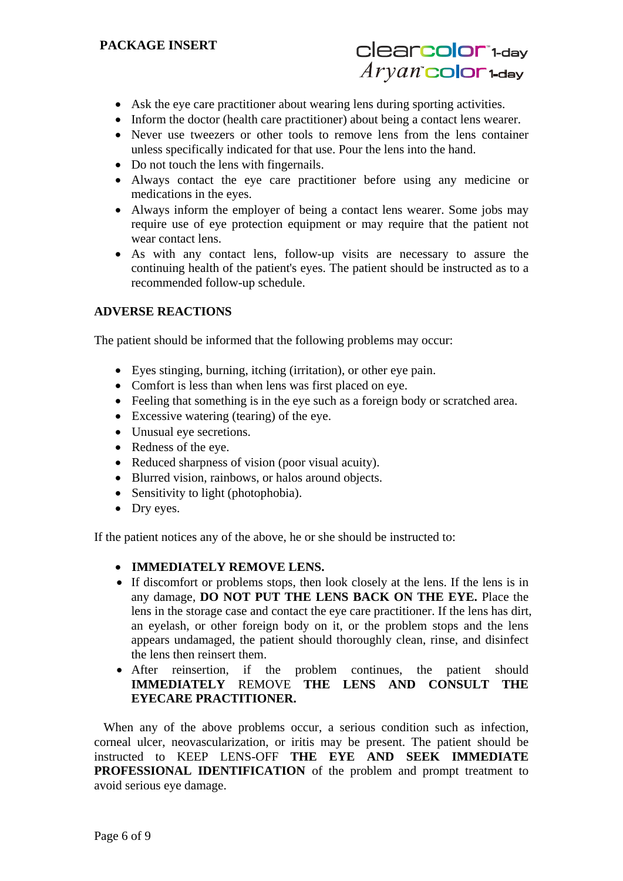- Ask the eye care practitioner about wearing lens during sporting activities.
- Inform the doctor (health care practitioner) about being a contact lens wearer.
- Never use tweezers or other tools to remove lens from the lens container unless specifically indicated for that use. Pour the lens into the hand.
- Do not touch the lens with fingernails.
- Always contact the eye care practitioner before using any medicine or medications in the eyes.
- Always inform the employer of being a contact lens wearer. Some jobs may require use of eye protection equipment or may require that the patient not wear contact lens.
- As with any contact lens, follow-up visits are necessary to assure the continuing health of the patient's eyes. The patient should be instructed as to a recommended follow-up schedule.

**ADVERSE REACTIONS**

The patient should be informed that the following problems may occur:

- Eyes stinging, burning, itching (irritation), or other eye pain.
- Comfort is less than when lens was first placed on eye.
- Feeling that something is in the eye such as a foreign body or scratched area.
- Excessive watering (tearing) of the eye.
- Unusual eye secretions.
- Redness of the eye.
- Reduced sharpness of vision (poor visual acuity).
- Blurred vision, rainbows, or halos around objects.
- Sensitivity to light (photophobia).
- Dry eyes.

If the patient notices any of the above, he or she should be instructed to:

- **IMMEDIATELY REMOVE LENS.**
- If discomfort or problems stops, then look closely at the lens. If the lens is in any damage, **DO NOT PUT THE LENS BACK ON THE EYE.** Place the lens in the storage case and contact the eye care practitioner. If the lens has dirt, an eyelash, or other foreign body on it, or the problem stops and the lens appears undamaged, the patient should thoroughly clean, rinse, and disinfect the lens then reinsert them.
- After reinsertion, if the problem continues, the patient should **IMMEDIATELY** REMOVE **THE LENS AND CONSULT THE EYECARE PRACTITIONER.**

When any of the above problems occur, a serious condition such as infection, corneal ulcer, neovascularization, or iritis may be present. The patient should be instructed to KEEP LENS-OFF **THE EYE AND SEEK IMMEDIATE PROFESSIONAL IDENTIFICATION** of the problem and prompt treatment to avoid serious eye damage.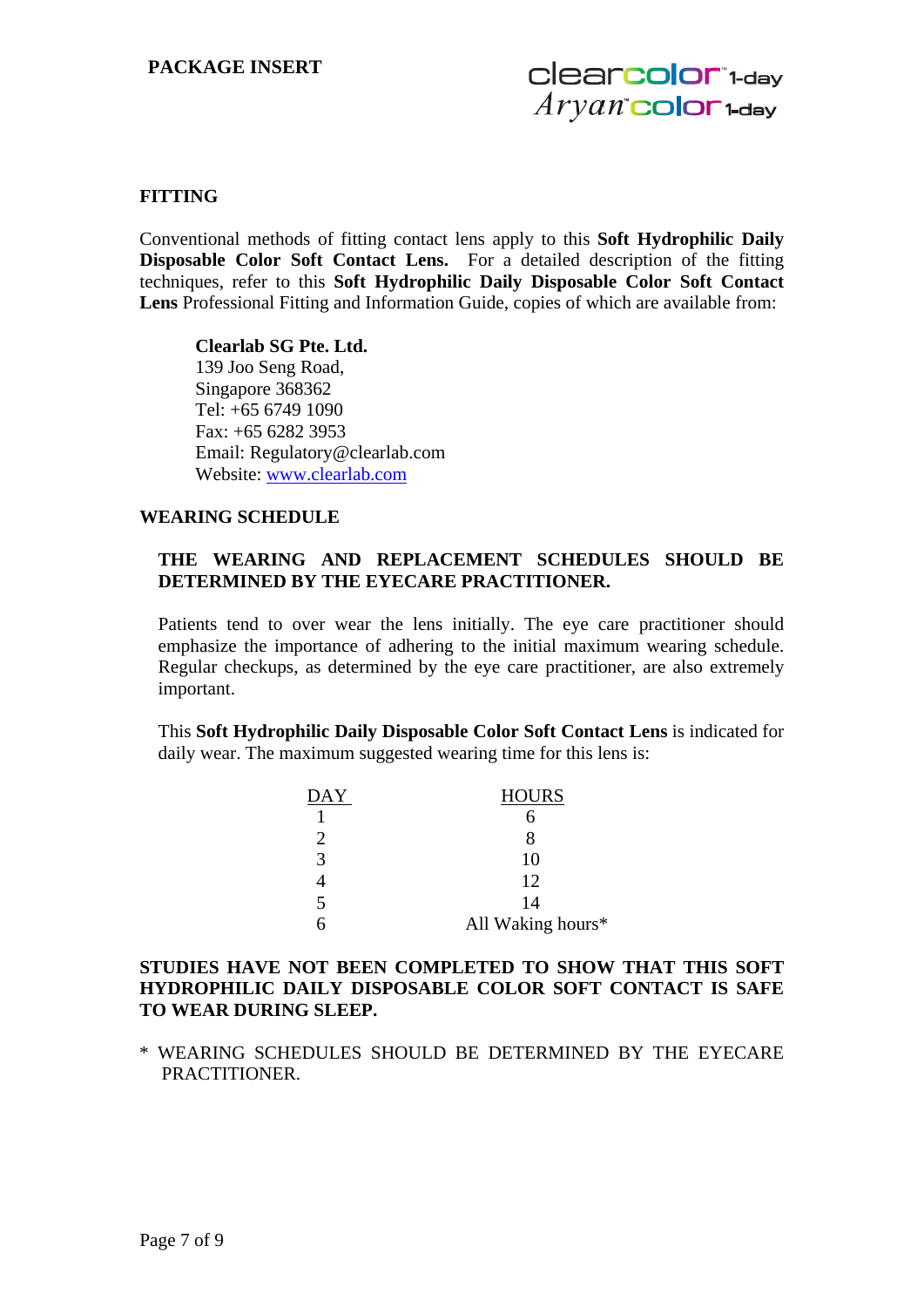## FITTING

Conventional methods of fitting contact lens apply to this **Soft Hydrophilic Daily Disposable Color Soft Contact Lens.** For a detailed description of the fitting techniques, refer to this **Soft Hydrophilic Daily Disposable Color Soft Contact Lens** Professional Fitting and Information Guide, copies of which are available from:

**Clearlab SG Pte. Ltd.**
139 Joo Seng Road,
Singapore 368362
Tel: +65 6749 1090
Fax: +65 6282 3953
Email: Regulatory@clearlab.com
Website: www.clearlab.com

## WEARING SCHEDULE

**THE WEARING AND REPLACEMENT SCHEDULES SHOULD BE DETERMINED BY THE EYECARE PRACTITIONER.**

Patients tend to over wear the lens initially. The eye care practitioner should emphasize the importance of adhering to the initial maximum wearing schedule. Regular checkups, as determined by the eye care practitioner, are also extremely important.

This **Soft Hydrophilic Daily Disposable Color Soft Contact Lens** is indicated for daily wear. The maximum suggested wearing time for this lens is:

| DAY | HOURS |
|---|---|
| 1 | 6 |
| 2 | 8 |
| 3 | 10 |
| 4 | 12 |
| 5 | 14 |
| 6 | All Waking hours* |

**STUDIES HAVE NOT BEEN COMPLETED TO SHOW THAT THIS SOFT HYDROPHILIC DAILY DISPOSABLE COLOR SOFT CONTACT IS SAFE TO WEAR DURING SLEEP.**

\* WEARING SCHEDULES SHOULD BE DETERMINED BY THE EYECARE PRACTITIONER.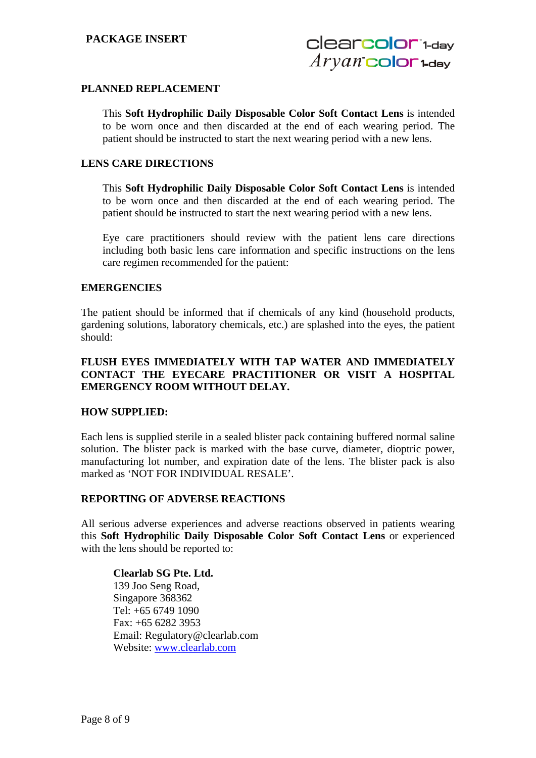## PLANNED REPLACEMENT

This **Soft Hydrophilic Daily Disposable Color Soft Contact Lens** is intended to be worn once and then discarded at the end of each wearing period. The patient should be instructed to start the next wearing period with a new lens.

## LENS CARE DIRECTIONS

This **Soft Hydrophilic Daily Disposable Color Soft Contact Lens** is intended to be worn once and then discarded at the end of each wearing period. The patient should be instructed to start the next wearing period with a new lens.

Eye care practitioners should review with the patient lens care directions including both basic lens care information and specific instructions on the lens care regimen recommended for the patient:

## EMERGENCIES

The patient should be informed that if chemicals of any kind (household products, gardening solutions, laboratory chemicals, etc.) are splashed into the eyes, the patient should:

**FLUSH EYES IMMEDIATELY WITH TAP WATER AND IMMEDIATELY CONTACT THE EYECARE PRACTITIONER OR VISIT A HOSPITAL EMERGENCY ROOM WITHOUT DELAY.**

## HOW SUPPLIED:

Each lens is supplied sterile in a sealed blister pack containing buffered normal saline solution. The blister pack is marked with the base curve, diameter, dioptric power, manufacturing lot number, and expiration date of the lens. The blister pack is also marked as 'NOT FOR INDIVIDUAL RESALE'.

## REPORTING OF ADVERSE REACTIONS

All serious adverse experiences and adverse reactions observed in patients wearing this **Soft Hydrophilic Daily Disposable Color Soft Contact Lens** or experienced with the lens should be reported to:

**Clearlab SG Pte. Ltd.**
139 Joo Seng Road,
Singapore 368362
Tel: +65 6749 1090
Fax: +65 6282 3953
Email: Regulatory@clearlab.com
Website: www.clearlab.com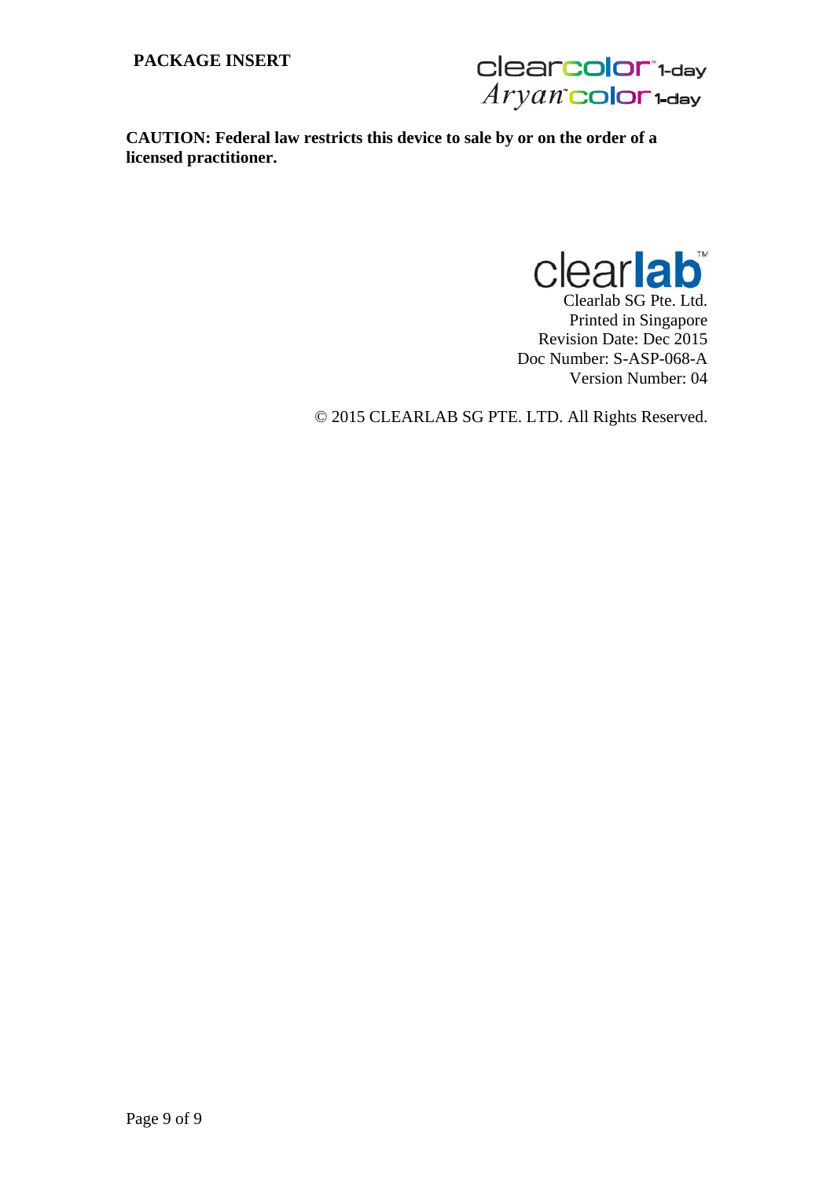**CAUTION: Federal law restricts this device to sale by or on the order of a licensed practitioner.**

clearlab™

Clearlab SG Pte. Ltd.
Printed in Singapore
Revision Date: Dec 2015
Doc Number: S-ASP-068-A
Version Number: 04

© 2015 CLEARLAB SG PTE. LTD. All Rights Reserved.